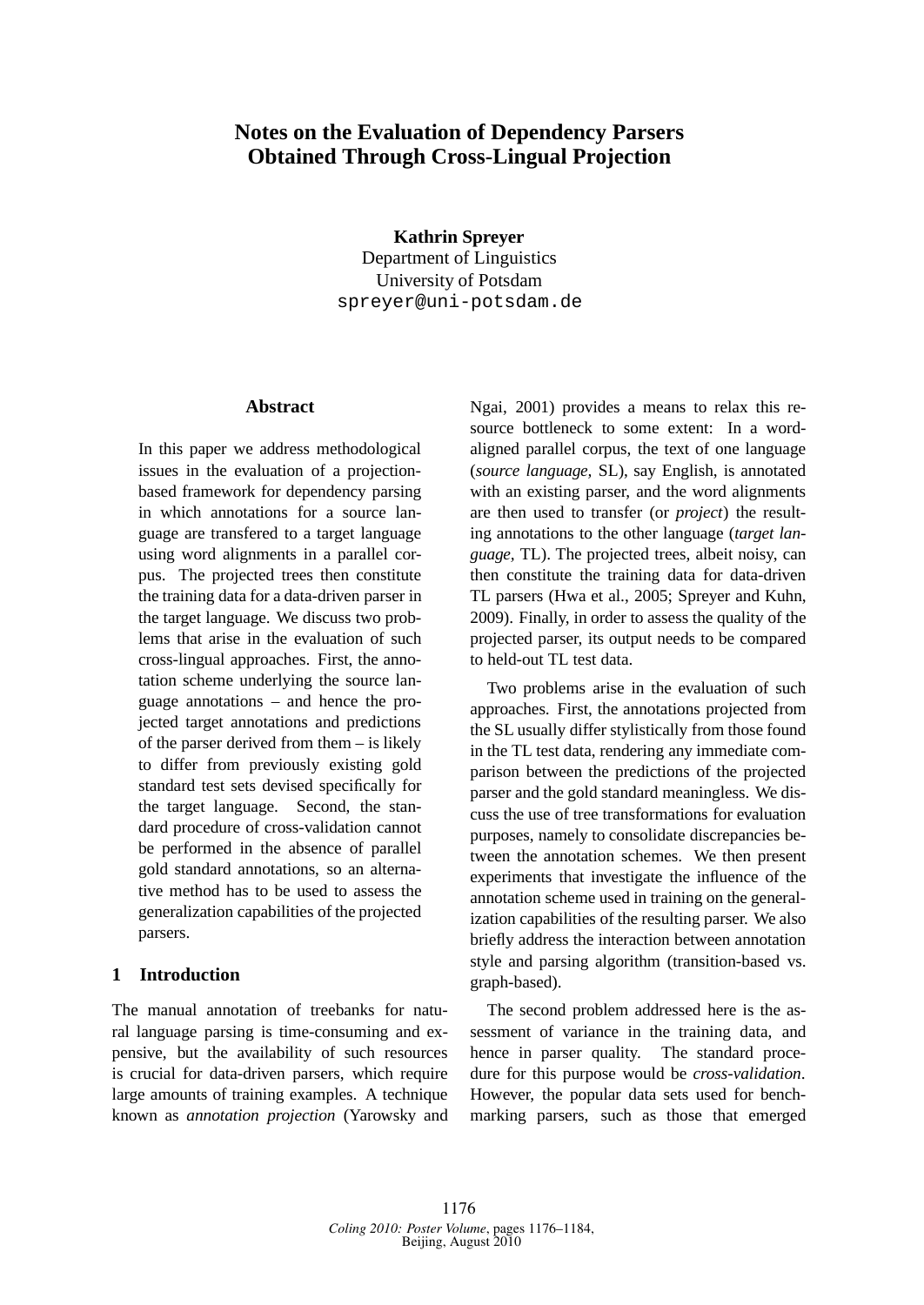# Notes on the Evaluation of Dependency Parsers Obtained Through Cross-Lingual Projection

**Kathrin Spreyer**
Department of Linguistics
University of Potsdam
spreyer@uni-potsdam.de

## Abstract

In this paper we address methodological issues in the evaluation of a projection-based framework for dependency parsing in which annotations for a source language are transfered to a target language using word alignments in a parallel corpus. The projected trees then constitute the training data for a data-driven parser in the target language. We discuss two problems that arise in the evaluation of such cross-lingual approaches. First, the annotation scheme underlying the source language annotations – and hence the projected target annotations and predictions of the parser derived from them – is likely to differ from previously existing gold standard test sets devised specifically for the target language. Second, the standard procedure of cross-validation cannot be performed in the absence of parallel gold standard annotations, so an alternative method has to be used to assess the generalization capabilities of the projected parsers.

## 1 Introduction

The manual annotation of treebanks for natural language parsing is time-consuming and expensive, but the availability of such resources is crucial for data-driven parsers, which require large amounts of training examples. A technique known as *annotation projection* (Yarowsky and Ngai, 2001) provides a means to relax this resource bottleneck to some extent: In a word-aligned parallel corpus, the text of one language (*source language*, SL), say English, is annotated with an existing parser, and the word alignments are then used to transfer (or *project*) the resulting annotations to the other language (*target language*, TL). The projected trees, albeit noisy, can then constitute the training data for data-driven TL parsers (Hwa et al., 2005; Spreyer and Kuhn, 2009). Finally, in order to assess the quality of the projected parser, its output needs to be compared to held-out TL test data.

Two problems arise in the evaluation of such approaches. First, the annotations projected from the SL usually differ stylistically from those found in the TL test data, rendering any immediate comparison between the predictions of the projected parser and the gold standard meaningless. We discuss the use of tree transformations for evaluation purposes, namely to consolidate discrepancies between the annotation schemes. We then present experiments that investigate the influence of the annotation scheme used in training on the generalization capabilities of the resulting parser. We also briefly address the interaction between annotation style and parsing algorithm (transition-based vs. graph-based).

The second problem addressed here is the assessment of variance in the training data, and hence in parser quality. The standard procedure for this purpose would be *cross-validation*. However, the popular data sets used for benchmarking parsers, such as those that emerged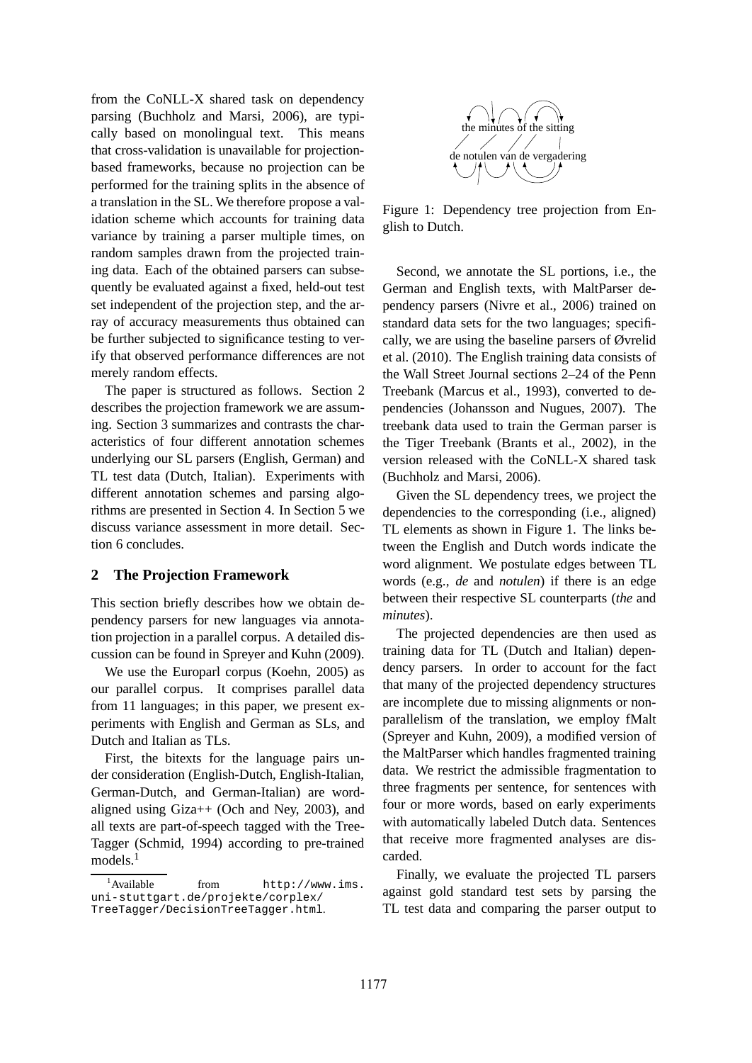from the CoNLL-X shared task on dependency parsing (Buchholz and Marsi, 2006), are typically based on monolingual text. This means that cross-validation is unavailable for projection-based frameworks, because no projection can be performed for the training splits in the absence of a translation in the SL. We therefore propose a validation scheme which accounts for training data variance by training a parser multiple times, on random samples drawn from the projected training data. Each of the obtained parsers can subsequently be evaluated against a fixed, held-out test set independent of the projection step, and the array of accuracy measurements thus obtained can be further subjected to significance testing to verify that observed performance differences are not merely random effects.

The paper is structured as follows. Section 2 describes the projection framework we are assuming. Section 3 summarizes and contrasts the characteristics of four different annotation schemes underlying our SL parsers (English, German) and TL test data (Dutch, Italian). Experiments with different annotation schemes and parsing algorithms are presented in Section 4. In Section 5 we discuss variance assessment in more detail. Section 6 concludes.

## 2 The Projection Framework

This section briefly describes how we obtain dependency parsers for new languages via annotation projection in a parallel corpus. A detailed discussion can be found in Spreyer and Kuhn (2009).

We use the Europarl corpus (Koehn, 2005) as our parallel corpus. It comprises parallel data from 11 languages; in this paper, we present experiments with English and German as SLs, and Dutch and Italian as TLs.

First, the bitexts for the language pairs under consideration (English-Dutch, English-Italian, German-Dutch, and German-Italian) are word-aligned using Giza++ (Och and Ney, 2003), and all texts are part-of-speech tagged with the TreeTagger (Schmid, 1994) according to pre-trained models.[1]

[1] Available from http://www.ims.uni-stuttgart.de/projekte/corplex/TreeTagger/DecisionTreeTagger.html.

the minutes of the sitting

de notulen van de vergadering

Figure 1: Dependency tree projection from English to Dutch.

Second, we annotate the SL portions, i.e., the German and English texts, with MaltParser dependency parsers (Nivre et al., 2006) trained on standard data sets for the two languages; specifically, we are using the baseline parsers of Øvrelid et al. (2010). The English training data consists of the Wall Street Journal sections 2–24 of the Penn Treebank (Marcus et al., 1993), converted to dependencies (Johansson and Nugues, 2007). The treebank data used to train the German parser is the Tiger Treebank (Brants et al., 2002), in the version released with the CoNLL-X shared task (Buchholz and Marsi, 2006).

Given the SL dependency trees, we project the dependencies to the corresponding (i.e., aligned) TL elements as shown in Figure 1. The links between the English and Dutch words indicate the word alignment. We postulate edges between TL words (e.g., *de* and *notulen*) if there is an edge between their respective SL counterparts (*the* and *minutes*).

The projected dependencies are then used as training data for TL (Dutch and Italian) dependency parsers. In order to account for the fact that many of the projected dependency structures are incomplete due to missing alignments or non-parallelism of the translation, we employ fMalt (Spreyer and Kuhn, 2009), a modified version of the MaltParser which handles fragmented training data. We restrict the admissible fragmentation to three fragments per sentence, for sentences with four or more words, based on early experiments with automatically labeled Dutch data. Sentences that receive more fragmented analyses are discarded.

Finally, we evaluate the projected TL parsers against gold standard test sets by parsing the TL test data and comparing the parser output to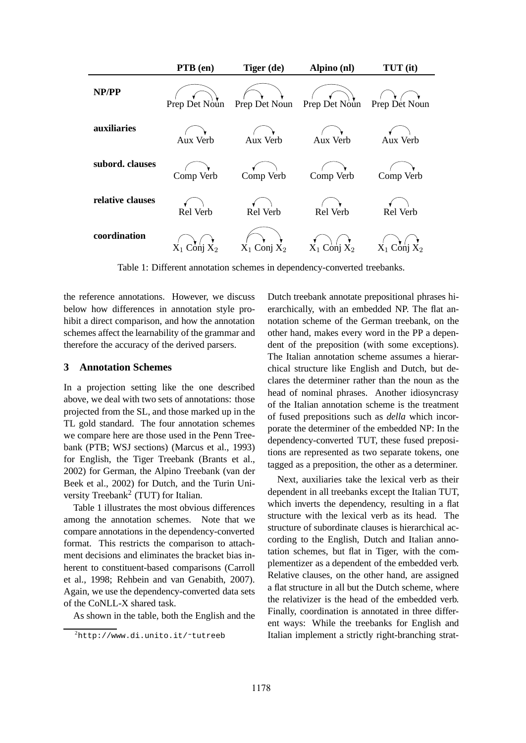| | PTB (en) | Tiger (de) | Alpino (nl) | TUT (it) |
|---|---|---|---|---|
| NP/PP | Prep Det Noun | Prep Det Noun | Prep Det Noun | Prep Det Noun |
| auxiliaries | Aux Verb | Aux Verb | Aux Verb | Aux Verb |
| subord. clauses | Comp Verb | Comp Verb | Comp Verb | Comp Verb |
| relative clauses | Rel Verb | Rel Verb | Rel Verb | Rel Verb |
| coordination | $X_1$ Conj $X_2$ | $X_1$ Conj $X_2$ | $X_1$ Conj $X_2$ | $X_1$ Conj $X_2$ |

Table 1: Different annotation schemes in dependency-converted treebanks.

the reference annotations. However, we discuss below how differences in annotation style prohibit a direct comparison, and how the annotation schemes affect the learnability of the grammar and therefore the accuracy of the derived parsers.

## 3 Annotation Schemes

In a projection setting like the one described above, we deal with two sets of annotations: those projected from the SL, and those marked up in the TL gold standard. The four annotation schemes we compare here are those used in the Penn Treebank (PTB; WSJ sections) (Marcus et al., 1993) for English, the Tiger Treebank (Brants et al., 2002) for German, the Alpino Treebank (van der Beek et al., 2002) for Dutch, and the Turin University Treebank[2] (TUT) for Italian.

Table 1 illustrates the most obvious differences among the annotation schemes. Note that we compare annotations in the dependency-converted format. This restricts the comparison to attachment decisions and eliminates the bracket bias inherent to constituent-based comparisons (Carroll et al., 1998; Rehbein and van Genabith, 2007). Again, we use the dependency-converted data sets of the CoNLL-X shared task.

As shown in the table, both the English and the Dutch treebank annotate prepositional phrases hierarchically, with an embedded NP. The flat annotation scheme of the German treebank, on the other hand, makes every word in the PP a dependent of the preposition (with some exceptions). The Italian annotation scheme assumes a hierarchical structure like English and Dutch, but declares the determiner rather than the noun as the head of nominal phrases. Another idiosyncrasy of the Italian annotation scheme is the treatment of fused prepositions such as *della* which incorporate the determiner of the embedded NP: In the dependency-converted TUT, these fused prepositions are represented as two separate tokens, one tagged as a preposition, the other as a determiner.

Next, auxiliaries take the lexical verb as their dependent in all treebanks except the Italian TUT, which inverts the dependency, resulting in a flat structure with the lexical verb as its head. The structure of subordinate clauses is hierarchical according to the English, Dutch and Italian annotation schemes, but flat in Tiger, with the complementizer as a dependent of the embedded verb. Relative clauses, on the other hand, are assigned a flat structure in all but the Dutch scheme, where the relativizer is the head of the embedded verb. Finally, coordination is annotated in three different ways: While the treebanks for English and Italian implement a strictly right-branching strat-

[2] http://www.di.unito.it/~tutreeb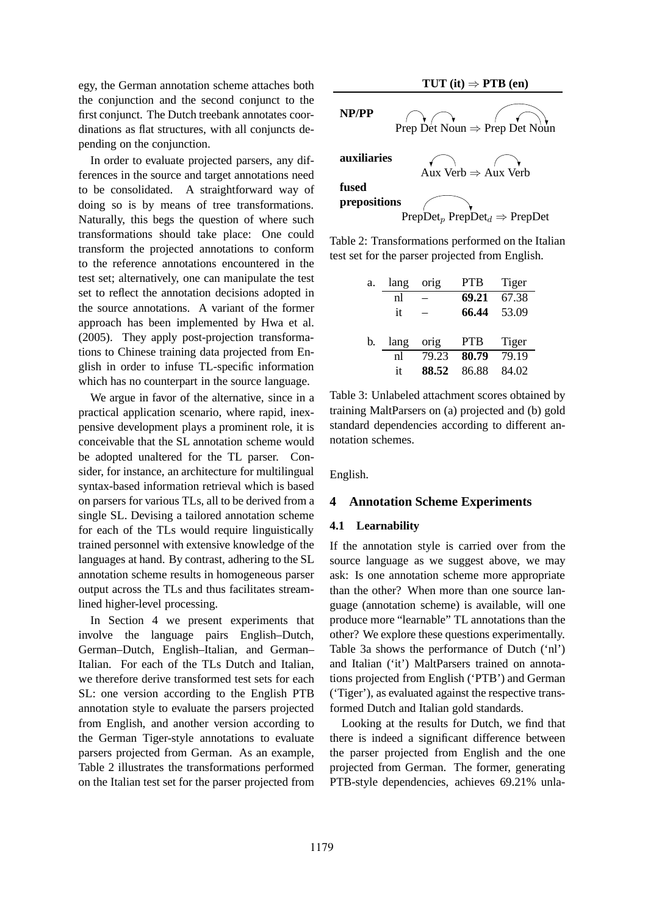egy, the German annotation scheme attaches both the conjunction and the second conjunct to the first conjunct. The Dutch treebank annotates coordinations as flat structures, with all conjuncts depending on the conjunction.

In order to evaluate projected parsers, any differences in the source and target annotations need to be consolidated. A straightforward way of doing so is by means of tree transformations. Naturally, this begs the question of where such transformations should take place: One could transform the projected annotations to conform to the reference annotations encountered in the test set; alternatively, one can manipulate the test set to reflect the annotation decisions adopted in the source annotations. A variant of the former approach has been implemented by Hwa et al. (2005). They apply post-projection transformations to Chinese training data projected from English in order to infuse TL-specific information which has no counterpart in the source language.

We argue in favor of the alternative, since in a practical application scenario, where rapid, inexpensive development plays a prominent role, it is conceivable that the SL annotation scheme would be adopted unaltered for the TL parser. Consider, for instance, an architecture for multilingual syntax-based information retrieval which is based on parsers for various TLs, all to be derived from a single SL. Devising a tailored annotation scheme for each of the TLs would require linguistically trained personnel with extensive knowledge of the languages at hand. By contrast, adhering to the SL annotation scheme results in homogeneous parser output across the TLs and thus facilitates streamlined higher-level processing.

In Section 4 we present experiments that involve the language pairs English–Dutch, German–Dutch, English–Italian, and German–Italian. For each of the TLs Dutch and Italian, we therefore derive transformed test sets for each SL: one version according to the English PTB annotation style to evaluate the parsers projected from English, and another version according to the German Tiger-style annotations to evaluate parsers projected from German. As an example, Table 2 illustrates the transformations performed on the Italian test set for the parser projected from English.

**TUT (it) ⇒ PTB (en)**

**NP/PP** Prep Det Noun ⇒ Prep Det Noun

**auxiliaries** Aux Verb ⇒ Aux Verb

**fused prepositions** $\text{PrepDet}_p$ $\text{PrepDet}_d$ ⇒ PrepDet

Table 2: Transformations performed on the Italian test set for the parser projected from English.

| | lang | orig | PTB | Tiger |
|---|---|---|---|---|
| a. | nl | – | **69.21** | 67.38 |
| | it | – | **66.44** | 53.09 |
| b. | nl | 79.23 | **80.79** | 79.19 |
| | it | **88.52** | 86.88 | 84.02 |

Table 3: Unlabeled attachment scores obtained by training MaltParsers on (a) projected and (b) gold standard dependencies according to different annotation schemes.

English.

## 4 Annotation Scheme Experiments

### 4.1 Learnability

If the annotation style is carried over from the source language as we suggest above, we may ask: Is one annotation scheme more appropriate than the other? When more than one source language (annotation scheme) is available, will one produce more "learnable" TL annotations than the other? We explore these questions experimentally. Table 3a shows the performance of Dutch ('nl') and Italian ('it') MaltParsers trained on annotations projected from English ('PTB') and German ('Tiger'), as evaluated against the respective transformed Dutch and Italian gold standards.

Looking at the results for Dutch, we find that there is indeed a significant difference between the parser projected from English and the one projected from German. The former, generating PTB-style dependencies, achieves 69.21% unla-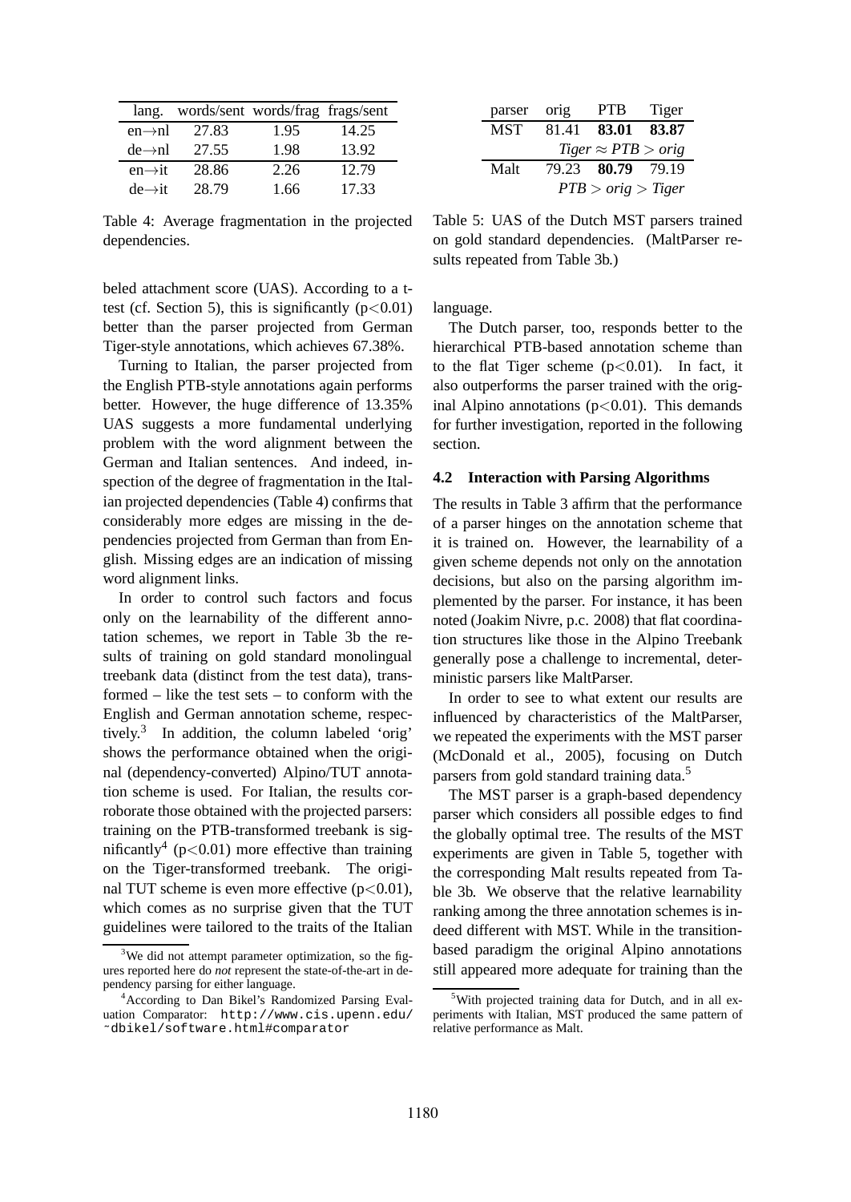| lang. | words/sent | words/frag | frags/sent |
|---|---|---|---|
| en→nl | 27.83 | 1.95 | 14.25 |
| de→nl | 27.55 | 1.98 | 13.92 |
| en→it | 28.86 | 2.26 | 12.79 |
| de→it | 28.79 | 1.66 | 17.33 |

Table 4: Average fragmentation in the projected dependencies.

beled attachment score (UAS). According to a t-test (cf. Section 5), this is significantly ($p<0.01$) better than the parser projected from German Tiger-style annotations, which achieves 67.38%.

Turning to Italian, the parser projected from the English PTB-style annotations again performs better. However, the huge difference of 13.35% UAS suggests a more fundamental underlying problem with the word alignment between the German and Italian sentences. And indeed, inspection of the degree of fragmentation in the Italian projected dependencies (Table 4) confirms that considerably more edges are missing in the dependencies projected from German than from English. Missing edges are an indication of missing word alignment links.

In order to control such factors and focus only on the learnability of the different annotation schemes, we report in Table 3b the results of training on gold standard monolingual treebank data (distinct from the test data), transformed – like the test sets – to conform with the English and German annotation scheme, respectively.[3] In addition, the column labeled 'orig' shows the performance obtained when the original (dependency-converted) Alpino/TUT annotation scheme is used. For Italian, the results corroborate those obtained with the projected parsers: training on the PTB-transformed treebank is significantly[4] ($p<0.01$) more effective than training on the Tiger-transformed treebank. The original TUT scheme is even more effective ($p<0.01$), which comes as no surprise given that the TUT guidelines were tailored to the traits of the Italian language.

| parser | orig | PTB | Tiger |
|---|---|---|---|
| MST | 81.41 | **83.01** | **83.87** |
| | *Tiger ≈ PTB > orig* | | |
| Malt | 79.23 | **80.79** | 79.19 |
| | *PTB > orig > Tiger* | | |

Table 5: UAS of the Dutch MST parsers trained on gold standard dependencies. (MaltParser results repeated from Table 3b.)

The Dutch parser, too, responds better to the hierarchical PTB-based annotation scheme than to the flat Tiger scheme ($p<0.01$). In fact, it also outperforms the parser trained with the original Alpino annotations ($p<0.01$). This demands for further investigation, reported in the following section.

### 4.2 Interaction with Parsing Algorithms

The results in Table 3 affirm that the performance of a parser hinges on the annotation scheme that it is trained on. However, the learnability of a given scheme depends not only on the annotation decisions, but also on the parsing algorithm implemented by the parser. For instance, it has been noted (Joakim Nivre, p.c. 2008) that flat coordination structures like those in the Alpino Treebank generally pose a challenge to incremental, deterministic parsers like MaltParser.

In order to see to what extent our results are influenced by characteristics of the MaltParser, we repeated the experiments with the MST parser (McDonald et al., 2005), focusing on Dutch parsers from gold standard training data.[5]

The MST parser is a graph-based dependency parser which considers all possible edges to find the globally optimal tree. The results of the MST experiments are given in Table 5, together with the corresponding Malt results repeated from Table 3b. We observe that the relative learnability ranking among the three annotation schemes is indeed different with MST. While in the transition-based paradigm the original Alpino annotations still appeared more adequate for training than the

[3] We did not attempt parameter optimization, so the figures reported here do *not* represent the state-of-the-art in dependency parsing for either language.

[4] According to Dan Bikel's Randomized Parsing Evaluation Comparator: http://www.cis.upenn.edu/~dbikel/software.html#comparator

[5] With projected training data for Dutch, and in all experiments with Italian, MST produced the same pattern of relative performance as Malt.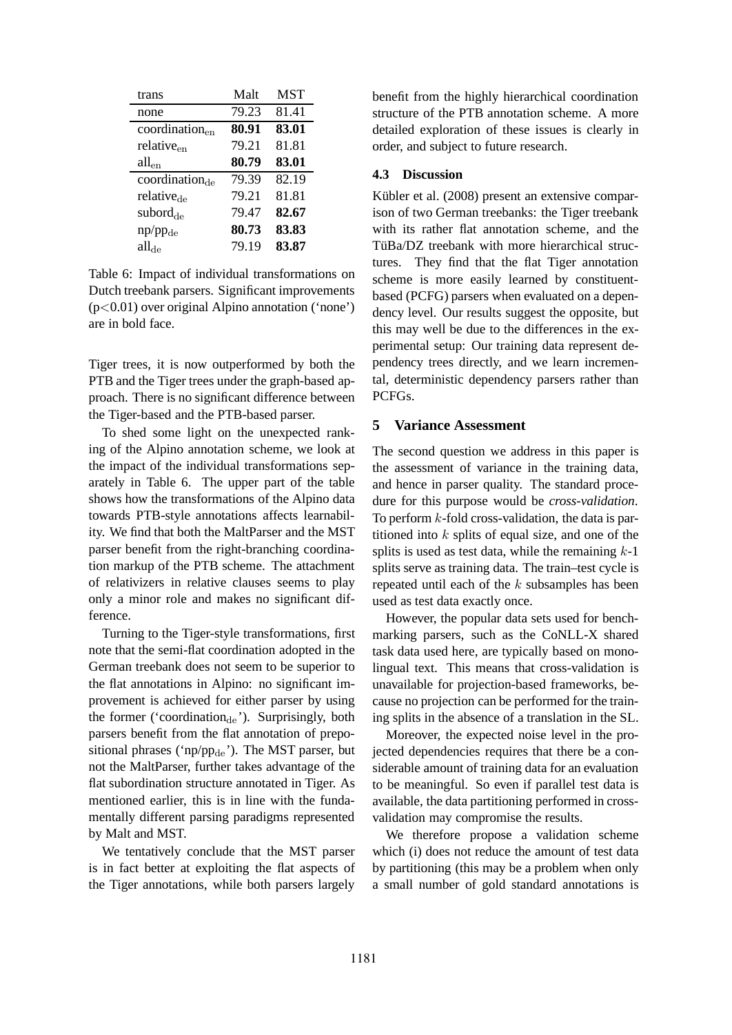| trans | Malt | MST |
|---|---|---|
| none | 79.23 | 81.41 |
| coordination$_{\text{en}}$ | **80.91** | **83.01** |
| relative$_{\text{en}}$ | 79.21 | 81.81 |
| all$_{\text{en}}$ | **80.79** | **83.01** |
| coordination$_{\text{de}}$ | 79.39 | 82.19 |
| relative$_{\text{de}}$ | 79.21 | 81.81 |
| subord$_{\text{de}}$ | 79.47 | **82.67** |
| np/pp$_{\text{de}}$ | **80.73** | **83.83** |
| all$_{\text{de}}$ | 79.19 | **83.87** |

Table 6: Impact of individual transformations on Dutch treebank parsers. Significant improvements ($p<0.01$) over original Alpino annotation ('none') are in bold face.

Tiger trees, it is now outperformed by both the PTB and the Tiger trees under the graph-based approach. There is no significant difference between the Tiger-based and the PTB-based parser.

To shed some light on the unexpected ranking of the Alpino annotation scheme, we look at the impact of the individual transformations separately in Table 6. The upper part of the table shows how the transformations of the Alpino data towards PTB-style annotations affects learnability. We find that both the MaltParser and the MST parser benefit from the right-branching coordination markup of the PTB scheme. The attachment of relativizers in relative clauses seems to play only a minor role and makes no significant difference.

Turning to the Tiger-style transformations, first note that the semi-flat coordination adopted in the German treebank does not seem to be superior to the flat annotations in Alpino: no significant improvement is achieved for either parser by using the former ('coordination$_{\text{de}}$'). Surprisingly, both parsers benefit from the flat annotation of prepositional phrases ('np/pp$_{\text{de}}$'). The MST parser, but not the MaltParser, further takes advantage of the flat subordination structure annotated in Tiger. As mentioned earlier, this is in line with the fundamentally different parsing paradigms represented by Malt and MST.

We tentatively conclude that the MST parser is in fact better at exploiting the flat aspects of the Tiger annotations, while both parsers largely benefit from the highly hierarchical coordination structure of the PTB annotation scheme. A more detailed exploration of these issues is clearly in order, and subject to future research.

### 4.3 Discussion

Kübler et al. (2008) present an extensive comparison of two German treebanks: the Tiger treebank with its rather flat annotation scheme, and the TüBa/DZ treebank with more hierarchical structures. They find that the flat Tiger annotation scheme is more easily learned by constituent-based (PCFG) parsers when evaluated on a dependency level. Our results suggest the opposite, but this may well be due to the differences in the experimental setup: Our training data represent dependency trees directly, and we learn incremental, deterministic dependency parsers rather than PCFGs.

## 5 Variance Assessment

The second question we address in this paper is the assessment of variance in the training data, and hence in parser quality. The standard procedure for this purpose would be *cross-validation*. To perform $k$-fold cross-validation, the data is partitioned into $k$ splits of equal size, and one of the splits is used as test data, while the remaining $k$-1 splits serve as training data. The train–test cycle is repeated until each of the $k$ subsamples has been used as test data exactly once.

However, the popular data sets used for benchmarking parsers, such as the CoNLL-X shared task data used here, are typically based on monolingual text. This means that cross-validation is unavailable for projection-based frameworks, because no projection can be performed for the training splits in the absence of a translation in the SL.

Moreover, the expected noise level in the projected dependencies requires that there be a considerable amount of training data for an evaluation to be meaningful. So even if parallel test data is available, the data partitioning performed in cross-validation may compromise the results.

We therefore propose a validation scheme which (i) does not reduce the amount of test data by partitioning (this may be a problem when only a small number of gold standard annotations is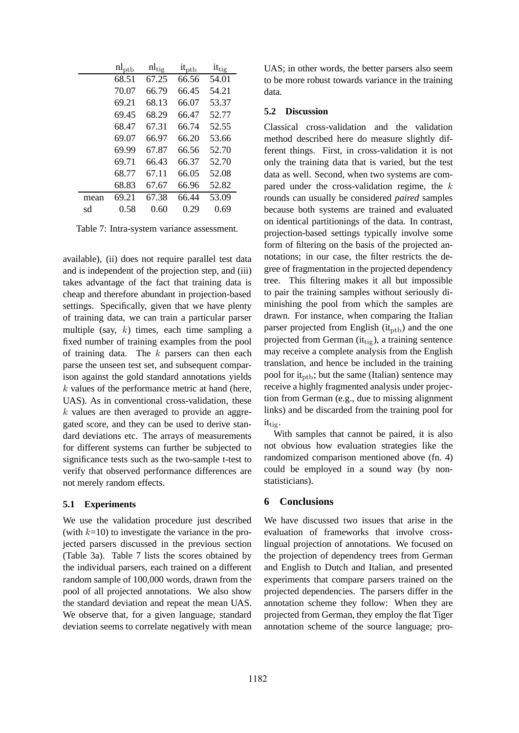| | $nl_{ptb}$ | $nl_{tig}$ | $it_{ptb}$ | $it_{tig}$ |
|---|---|---|---|---|
| | 68.51 | 67.25 | 66.56 | 54.01 |
| | 70.07 | 66.79 | 66.45 | 54.21 |
| | 69.21 | 68.13 | 66.07 | 53.37 |
| | 69.45 | 68.29 | 66.47 | 52.77 |
| | 68.47 | 67.31 | 66.74 | 52.55 |
| | 69.07 | 66.97 | 66.20 | 53.66 |
| | 69.99 | 67.87 | 66.56 | 52.70 |
| | 69.71 | 66.43 | 66.37 | 52.70 |
| | 68.77 | 67.11 | 66.05 | 52.08 |
| | 68.83 | 67.67 | 66.96 | 52.82 |
| mean | 69.21 | 67.38 | 66.44 | 53.09 |
| sd | 0.58 | 0.60 | 0.29 | 0.69 |

Table 7: Intra-system variance assessment.

available), (ii) does not require parallel test data and is independent of the projection step, and (iii) takes advantage of the fact that training data is cheap and therefore abundant in projection-based settings. Specifically, given that we have plenty of training data, we can train a particular parser multiple (say, $k$) times, each time sampling a fixed number of training examples from the pool of training data. The $k$ parsers can then each parse the unseen test set, and subsequent comparison against the gold standard annotations yields $k$ values of the performance metric at hand (here, UAS). As in conventional cross-validation, these $k$ values are then averaged to provide an aggregated score, and they can be used to derive standard deviations etc. The arrays of measurements for different systems can further be subjected to significance tests such as the two-sample t-test to verify that observed performance differences are not merely random effects.

### 5.1 Experiments

We use the validation procedure just described (with $k$=10) to investigate the variance in the projected parsers discussed in the previous section (Table 3a). Table 7 lists the scores obtained by the individual parsers, each trained on a different random sample of 100,000 words, drawn from the pool of all projected annotations. We also show the standard deviation and repeat the mean UAS. We observe that, for a given language, standard deviation seems to correlate negatively with mean UAS; in other words, the better parsers also seem to be more robust towards variance in the training data.

### 5.2 Discussion

Classical cross-validation and the validation method described here do measure slightly different things. First, in cross-validation it is not only the training data that is varied, but the test data as well. Second, when two systems are compared under the cross-validation regime, the $k$ rounds can usually be considered *paired* samples because both systems are trained and evaluated on identical partitionings of the data. In contrast, projection-based settings typically involve some form of filtering on the basis of the projected annotations; in our case, the filter restricts the degree of fragmentation in the projected dependency tree. This filtering makes it all but impossible to pair the training samples without seriously diminishing the pool from which the samples are drawn. For instance, when comparing the Italian parser projected from English ($it_{ptb}$) and the one projected from German ($it_{tig}$), a training sentence may receive a complete analysis from the English translation, and hence be included in the training pool for $it_{ptb}$; but the same (Italian) sentence may receive a highly fragmented analysis under projection from German (e.g., due to missing alignment links) and be discarded from the training pool for $it_{tig}$.

With samples that cannot be paired, it is also not obvious how evaluation strategies like the randomized comparison mentioned above (fn. 4) could be employed in a sound way (by non-statisticians).

## 6 Conclusions

We have discussed two issues that arise in the evaluation of frameworks that involve cross-lingual projection of annotations. We focused on the projection of dependency trees from German and English to Dutch and Italian, and presented experiments that compare parsers trained on the projected dependencies. The parsers differ in the annotation scheme they follow: When they are projected from German, they employ the flat Tiger annotation scheme of the source language; pro-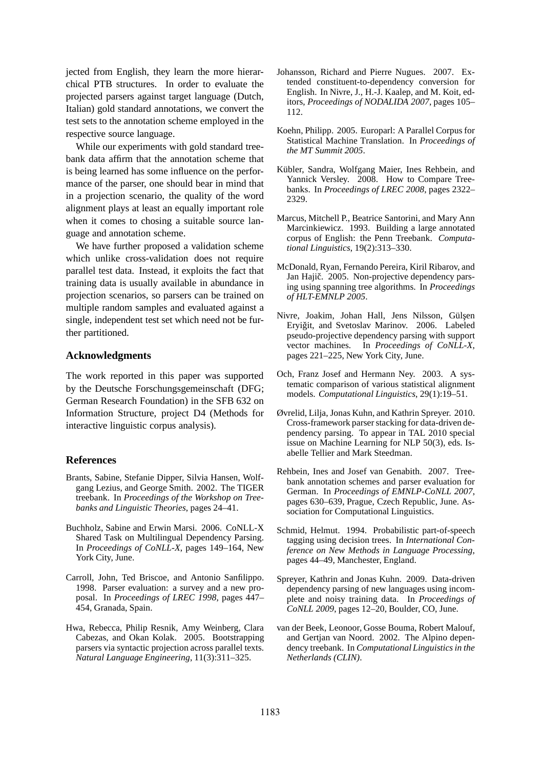jected from English, they learn the more hierarchical PTB structures. In order to evaluate the projected parsers against target language (Dutch, Italian) gold standard annotations, we convert the test sets to the annotation scheme employed in the respective source language.

While our experiments with gold standard treebank data affirm that the annotation scheme that is being learned has some influence on the performance of the parser, one should bear in mind that in a projection scenario, the quality of the word alignment plays at least an equally important role when it comes to chosing a suitable source language and annotation scheme.

We have further proposed a validation scheme which unlike cross-validation does not require parallel test data. Instead, it exploits the fact that training data is usually available in abundance in projection scenarios, so parsers can be trained on multiple random samples and evaluated against a single, independent test set which need not be further partitioned.

## Acknowledgments

The work reported in this paper was supported by the Deutsche Forschungsgemeinschaft (DFG; German Research Foundation) in the SFB 632 on Information Structure, project D4 (Methods for interactive linguistic corpus analysis).

## References

Brants, Sabine, Stefanie Dipper, Silvia Hansen, Wolfgang Lezius, and George Smith. 2002. The TIGER treebank. In *Proceedings of the Workshop on Treebanks and Linguistic Theories*, pages 24–41.

Buchholz, Sabine and Erwin Marsi. 2006. CoNLL-X Shared Task on Multilingual Dependency Parsing. In *Proceedings of CoNLL-X*, pages 149–164, New York City, June.

Carroll, John, Ted Briscoe, and Antonio Sanfilippo. 1998. Parser evaluation: a survey and a new proposal. In *Proceedings of LREC 1998*, pages 447–454, Granada, Spain.

Hwa, Rebecca, Philip Resnik, Amy Weinberg, Clara Cabezas, and Okan Kolak. 2005. Bootstrapping parsers via syntactic projection across parallel texts. *Natural Language Engineering*, 11(3):311–325.

Johansson, Richard and Pierre Nugues. 2007. Extended constituent-to-dependency conversion for English. In Nivre, J., H.-J. Kaalep, and M. Koit, editors, *Proceedings of NODALIDA 2007*, pages 105–112.

Koehn, Philipp. 2005. Europarl: A Parallel Corpus for Statistical Machine Translation. In *Proceedings of the MT Summit 2005*.

Kübler, Sandra, Wolfgang Maier, Ines Rehbein, and Yannick Versley. 2008. How to Compare Treebanks. In *Proceedings of LREC 2008*, pages 2322–2329.

Marcus, Mitchell P., Beatrice Santorini, and Mary Ann Marcinkiewicz. 1993. Building a large annotated corpus of English: the Penn Treebank. *Computational Linguistics*, 19(2):313–330.

McDonald, Ryan, Fernando Pereira, Kiril Ribarov, and Jan Hajič. 2005. Non-projective dependency parsing using spanning tree algorithms. In *Proceedings of HLT-EMNLP 2005*.

Nivre, Joakim, Johan Hall, Jens Nilsson, Gülşen Eryiğit, and Svetoslav Marinov. 2006. Labeled pseudo-projective dependency parsing with support vector machines. In *Proceedings of CoNLL-X*, pages 221–225, New York City, June.

Och, Franz Josef and Hermann Ney. 2003. A systematic comparison of various statistical alignment models. *Computational Linguistics*, 29(1):19–51.

Øvrelid, Lilja, Jonas Kuhn, and Kathrin Spreyer. 2010. Cross-framework parser stacking for data-driven dependency parsing. To appear in TAL 2010 special issue on Machine Learning for NLP 50(3), eds. Isabelle Tellier and Mark Steedman.

Rehbein, Ines and Josef van Genabith. 2007. Treebank annotation schemes and parser evaluation for German. In *Proceedings of EMNLP-CoNLL 2007*, pages 630–639, Prague, Czech Republic, June. Association for Computational Linguistics.

Schmid, Helmut. 1994. Probabilistic part-of-speech tagging using decision trees. In *International Conference on New Methods in Language Processing*, pages 44–49, Manchester, England.

Spreyer, Kathrin and Jonas Kuhn. 2009. Data-driven dependency parsing of new languages using incomplete and noisy training data. In *Proceedings of CoNLL 2009*, pages 12–20, Boulder, CO, June.

van der Beek, Leonoor, Gosse Bouma, Robert Malouf, and Gertjan van Noord. 2002. The Alpino dependency treebank. In *Computational Linguistics in the Netherlands (CLIN)*.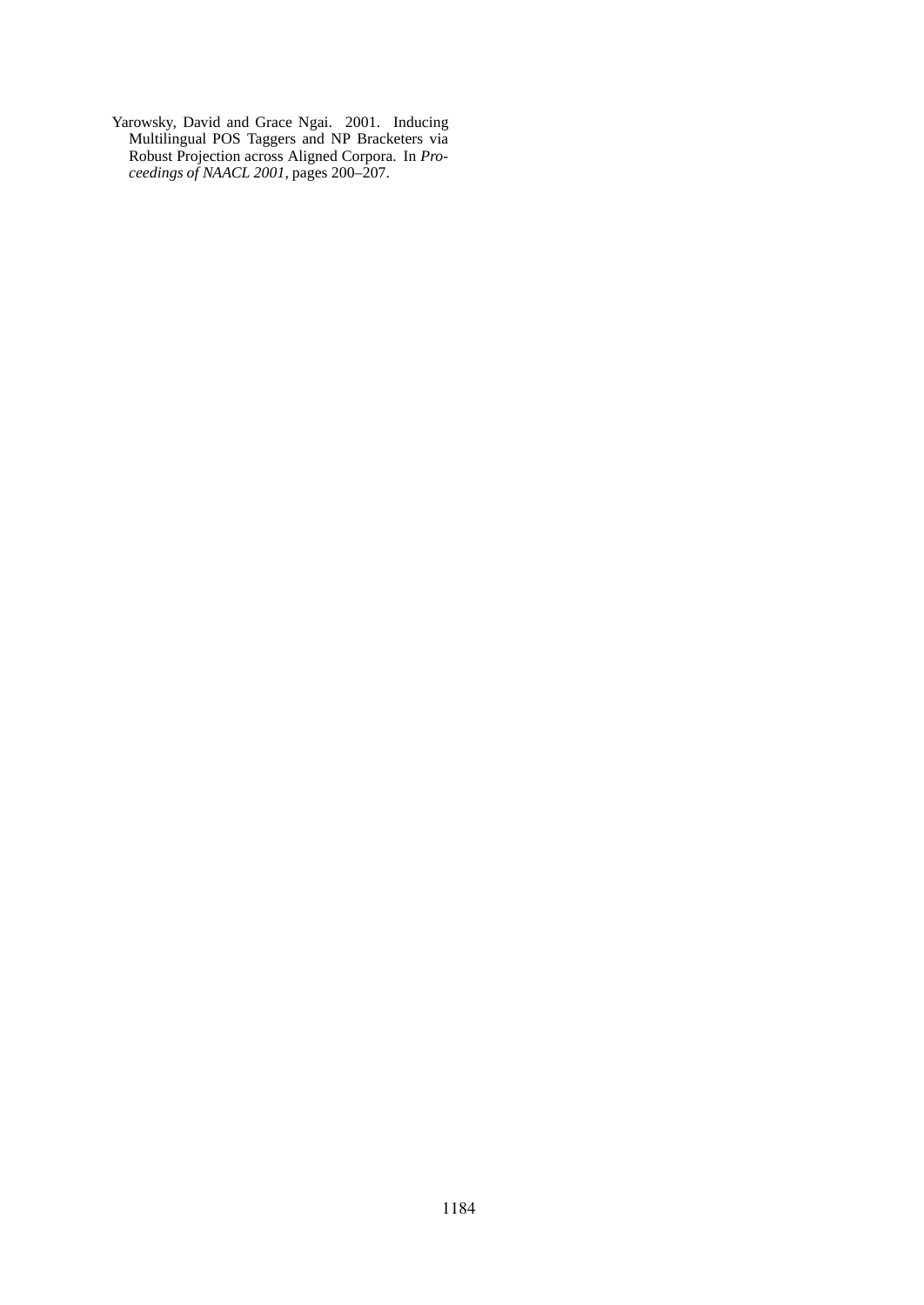Yarowsky, David and Grace Ngai. 2001. Inducing Multilingual POS Taggers and NP Bracketers via Robust Projection across Aligned Corpora. In *Proceedings of NAACL 2001*, pages 200–207.